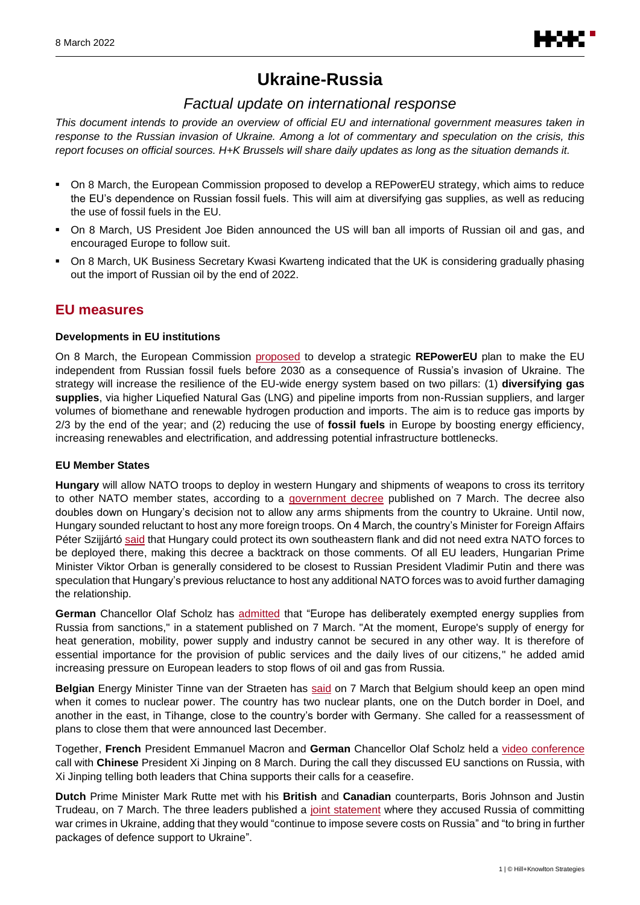# Ukraine-Russia

## *Factual update on international response*

*This document intends to provide an overview of official EU and international government measures taken in response to the Russian invasion of Ukraine. Among a lot of commentary and speculation on the crisis, this report focuses on official sources. H+K Brussels will share daily updates as long as the situation demands it.*

- On 8 March, the European Commission proposed to develop a REPowerEU strategy, which aims to reduce the EU's dependence on Russian fossil fuels. This will aim at diversifying gas supplies, as well as reducing the use of fossil fuels in the EU.
- On 8 March, US President Joe Biden announced the US will ban all imports of Russian oil and gas, and encouraged Europe to follow suit.
- On 8 March, UK Business Secretary Kwasi Kwarteng indicated that the UK is considering gradually phasing out the import of Russian oil by the end of 2022.

## EU measures

### Developments in EU institutions

On 8 March, the European Commission proposed to develop a strategic **REPowerEU** plan to make the EU independent from Russian fossil fuels before 2030 as a consequence of Russia's invasion of Ukraine. The strategy will increase the resilience of the EU-wide energy system based on two pillars: (1) **diversifying gas supplies**, via higher Liquefied Natural Gas (LNG) and pipeline imports from non-Russian suppliers, and larger volumes of biomethane and renewable hydrogen production and imports. The aim is to reduce gas imports by 2/3 by the end of the year; and (2) reducing the use of **fossil fuels** in Europe by boosting energy efficiency, increasing renewables and electrification, and addressing potential infrastructure bottlenecks.

### EU Member States

**Hungary** will allow NATO troops to deploy in western Hungary and shipments of weapons to cross its territory to other NATO member states, according to a government decree published on 7 March. The decree also doubles down on Hungary's decision not to allow any arms shipments from the country to Ukraine. Until now, Hungary sounded reluctant to host any more foreign troops. On 4 March, the country's Minister for Foreign Affairs Péter Szijjártó said that Hungary could protect its own southeastern flank and did not need extra NATO forces to be deployed there, making this decree a backtrack on those comments. Of all EU leaders, Hungarian Prime Minister Viktor Orban is generally considered to be closest to Russian President Vladimir Putin and there was speculation that Hungary's previous reluctance to host any additional NATO forces was to avoid further damaging the relationship.

**German** Chancellor Olaf Scholz has admitted that "Europe has deliberately exempted energy supplies from Russia from sanctions," in a statement published on 7 March. "At the moment, Europe's supply of energy for heat generation, mobility, power supply and industry cannot be secured in any other way. It is therefore of essential importance for the provision of public services and the daily lives of our citizens," he added amid increasing pressure on European leaders to stop flows of oil and gas from Russia.

**Belgian** Energy Minister Tinne van der Straeten has said on 7 March that Belgium should keep an open mind when it comes to nuclear power. The country has two nuclear plants, one on the Dutch border in Doel, and another in the east, in Tihange, close to the country's border with Germany. She called for a reassessment of plans to close them that were announced last December.

Together, **French** President Emmanuel Macron and **German** Chancellor Olaf Scholz held a video conference call with **Chinese** President Xi Jinping on 8 March. During the call they discussed EU sanctions on Russia, with Xi Jinping telling both leaders that China supports their calls for a ceasefire.

**Dutch** Prime Minister Mark Rutte met with his **British** and **Canadian** counterparts, Boris Johnson and Justin Trudeau, on 7 March. The three leaders published a joint statement where they accused Russia of committing war crimes in Ukraine, adding that they would "continue to impose severe costs on Russia" and "to bring in further packages of defence support to Ukraine".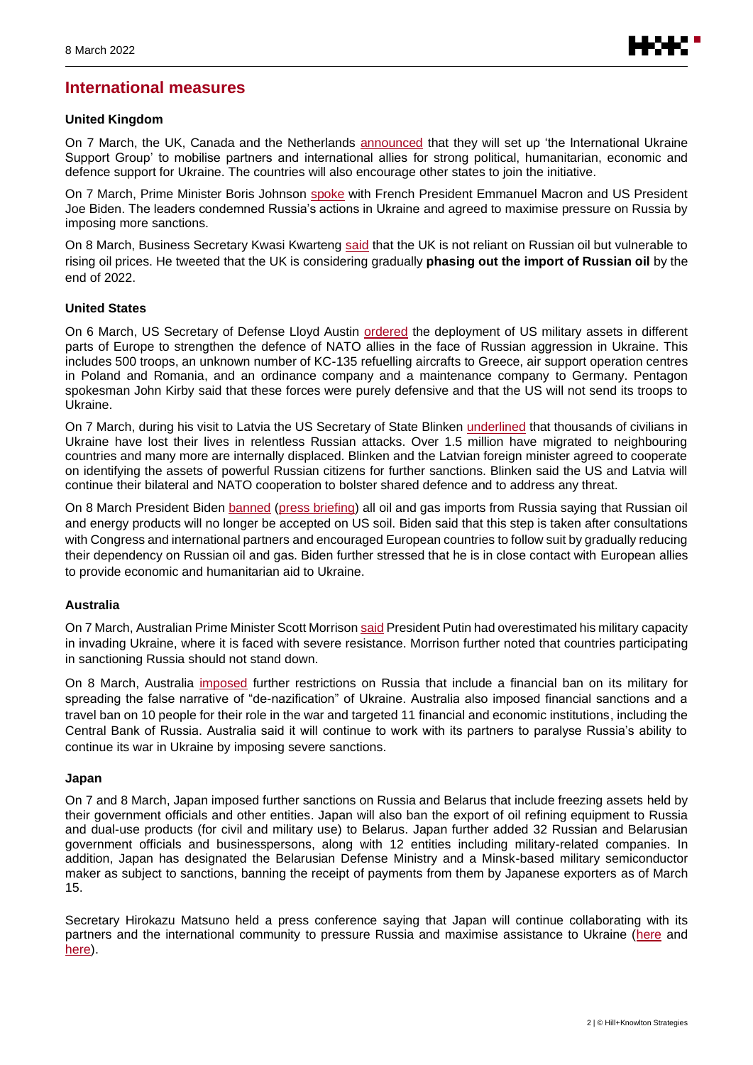## International measures

### United Kingdom

On 7 March, the UK, Canada and the Netherlands announced that they will set up 'the International Ukraine Support Group' to mobilise partners and international allies for strong political, humanitarian, economic and defence support for Ukraine. The countries will also encourage other states to join the initiative.

On 7 March, Prime Minister Boris Johnson spoke with French President Emmanuel Macron and US President Joe Biden. The leaders condemned Russia's actions in Ukraine and agreed to maximise pressure on Russia by imposing more sanctions.

On 8 March, Business Secretary Kwasi Kwarteng said that the UK is not reliant on Russian oil but vulnerable to rising oil prices. He tweeted that the UK is considering gradually **phasing out the import of Russian oil** by the end of 2022.

### United States

On 6 March, US Secretary of Defense Lloyd Austin ordered the deployment of US military assets in different parts of Europe to strengthen the defence of NATO allies in the face of Russian aggression in Ukraine. This includes 500 troops, an unknown number of KC-135 refuelling aircrafts to Greece, air support operation centres in Poland and Romania, and an ordinance company and a maintenance company to Germany. Pentagon spokesman John Kirby said that these forces were purely defensive and that the US will not send its troops to Ukraine.

On 7 March, during his visit to Latvia the US Secretary of State Blinken underlined that thousands of civilians in Ukraine have lost their lives in relentless Russian attacks. Over 1.5 million have migrated to neighbouring countries and many more are internally displaced. Blinken and the Latvian foreign minister agreed to cooperate on identifying the assets of powerful Russian citizens for further sanctions. Blinken said the US and Latvia will continue their bilateral and NATO cooperation to bolster shared defence and to address any threat.

On 8 March President Biden banned (press briefing) all oil and gas imports from Russia saying that Russian oil and energy products will no longer be accepted on US soil. Biden said that this step is taken after consultations with Congress and international partners and encouraged European countries to follow suit by gradually reducing their dependency on Russian oil and gas. Biden further stressed that he is in close contact with European allies to provide economic and humanitarian aid to Ukraine.

### Australia

On 7 March, Australian Prime Minister Scott Morrison said President Putin had overestimated his military capacity in invading Ukraine, where it is faced with severe resistance. Morrison further noted that countries participating in sanctioning Russia should not stand down.

On 8 March, Australia imposed further restrictions on Russia that include a financial ban on its military for spreading the false narrative of "de-nazification" of Ukraine. Australia also imposed financial sanctions and a travel ban on 10 people for their role in the war and targeted 11 financial and economic institutions, including the Central Bank of Russia. Australia said it will continue to work with its partners to paralyse Russia's ability to continue its war in Ukraine by imposing severe sanctions.

### Japan

On 7 and 8 March, Japan imposed further sanctions on Russia and Belarus that include freezing assets held by their government officials and other entities. Japan will also ban the export of oil refining equipment to Russia and dual-use products (for civil and military use) to Belarus. Japan further added 32 Russian and Belarusian government officials and businesspersons, along with 12 entities including military-related companies. In addition, Japan has designated the Belarusian Defense Ministry and a Minsk-based military semiconductor maker as subject to sanctions, banning the receipt of payments from them by Japanese exporters as of March 15.

Secretary Hirokazu Matsuno held a press conference saying that Japan will continue collaborating with its partners and the international community to pressure Russia and maximise assistance to Ukraine (here and here).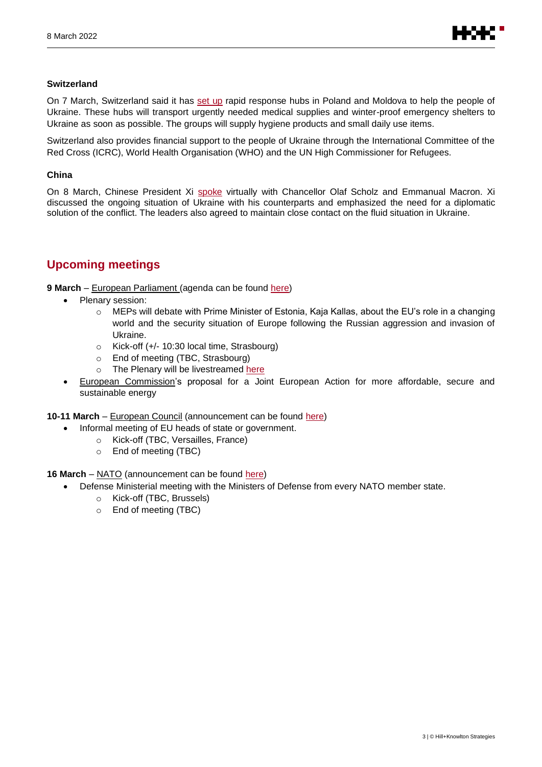### Switzerland

On 7 March, Switzerland said it has set up rapid response hubs in Poland and Moldova to help the people of Ukraine. These hubs will transport urgently needed medical supplies and winter-proof emergency shelters to Ukraine as soon as possible. The groups will supply hygiene products and small daily use items.

Switzerland also provides financial support to the people of Ukraine through the International Committee of the Red Cross (ICRC), World Health Organisation (WHO) and the UN High Commissioner for Refugees.

### China

On 8 March, Chinese President Xi spoke virtually with Chancellor Olaf Scholz and Emmanual Macron. Xi discussed the ongoing situation of Ukraine with his counterparts and emphasized the need for a diplomatic solution of the conflict. The leaders also agreed to maintain close contact on the fluid situation in Ukraine.

## Upcoming meetings

**9 March** – European Parliament (agenda can be found here)

- Plenary session:
  - MEPs will debate with Prime Minister of Estonia, Kaja Kallas, about the EU's role in a changing world and the security situation of Europe following the Russian aggression and invasion of Ukraine.
  - Kick-off (+/- 10:30 local time, Strasbourg)
  - End of meeting (TBC, Strasbourg)
  - The Plenary will be livestreamed here
- European Commission's proposal for a Joint European Action for more affordable, secure and sustainable energy

**10-11 March** – European Council (announcement can be found here)

- Informal meeting of EU heads of state or government.
  - Kick-off (TBC, Versailles, France)
  - End of meeting (TBC)

**16 March** – NATO (announcement can be found here)

- Defense Ministerial meeting with the Ministers of Defense from every NATO member state.
  - Kick-off (TBC, Brussels)
  - End of meeting (TBC)